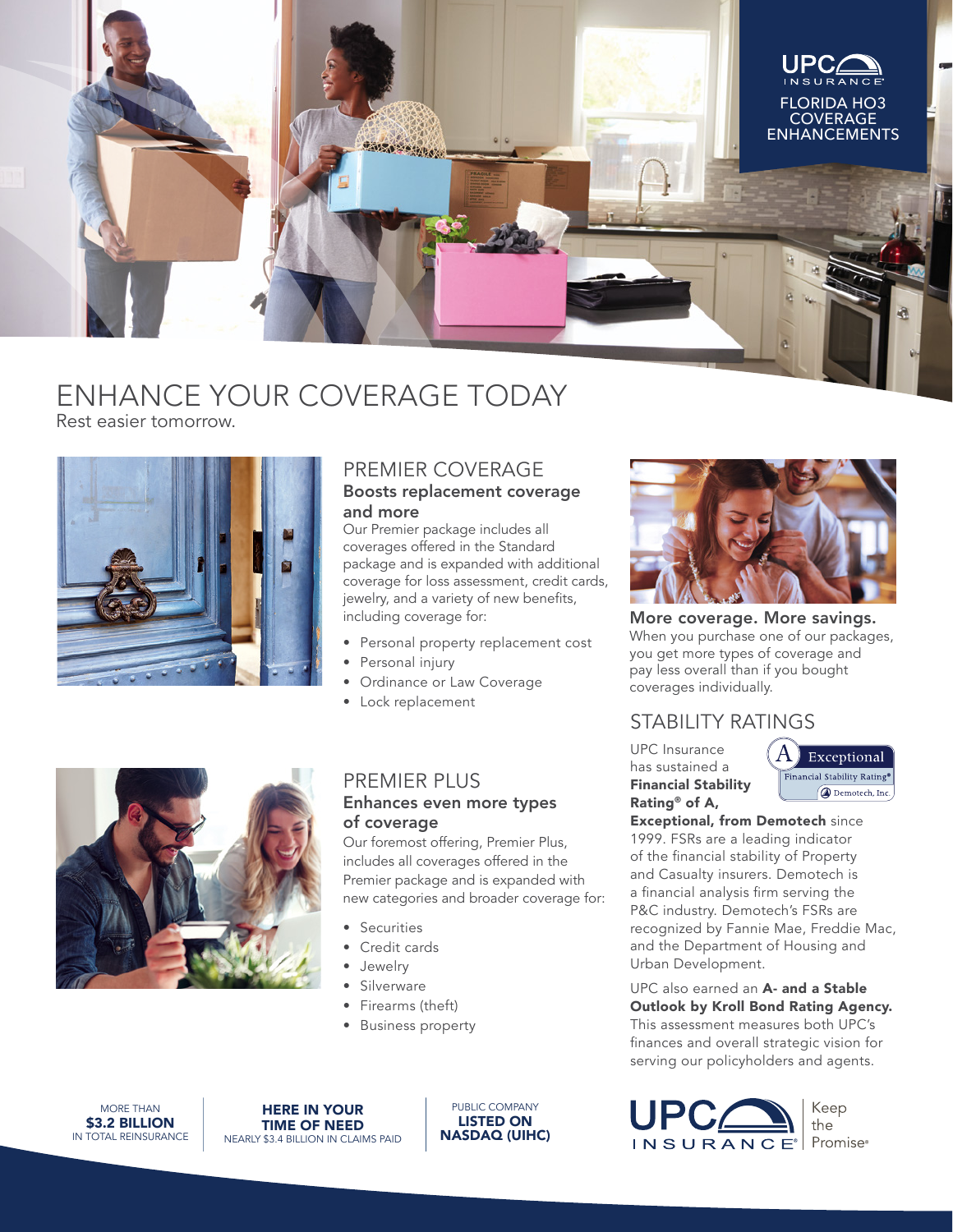UPC INSURANCE®

FLORIDA HO3 COVERAGE ENHANCEMENTS

# ENHANCE YOUR COVERAGE TODAY

Rest easier tomorrow.

## PREMIER COVERAGE

### Boosts replacement coverage and more

Our Premier package includes all coverages offered in the Standard package and is expanded with additional coverage for loss assessment, credit cards, jewelry, and a variety of new benefits, including coverage for:

- Personal property replacement cost
- Personal injury
- Ordinance or Law Coverage
- Lock replacement

## PREMIER PLUS

### Enhances even more types of coverage

Our foremost offering, Premier Plus, includes all coverages offered in the Premier package and is expanded with new categories and broader coverage for:

- Securities
- Credit cards
- Jewelry
- Silverware
- Firearms (theft)
- Business property

### More coverage. More savings.

When you purchase one of our packages, you get more types of coverage and pay less overall than if you bought coverages individually.

## STABILITY RATINGS

UPC Insurance has sustained a **Financial Stability Rating® of A, Exceptional, from Demotech** since 1999. FSRs are a leading indicator of the financial stability of Property and Casualty insurers. Demotech is a financial analysis firm serving the P&C industry. Demotech's FSRs are recognized by Fannie Mae, Freddie Mac, and the Department of Housing and Urban Development.

A Exceptional Financial Stability Rating® Demotech, Inc.

UPC also earned an **A- and a Stable Outlook by Kroll Bond Rating Agency.** This assessment measures both UPC's finances and overall strategic vision for serving our policyholders and agents.

MORE THAN **$3.2 BILLION** IN TOTAL REINSURANCE

**HERE IN YOUR TIME OF NEED** NEARLY $3.4 BILLION IN CLAIMS PAID

PUBLIC COMPANY **LISTED ON NASDAQ (UIHC)**

UPC INSURANCE® | Keep the Promise®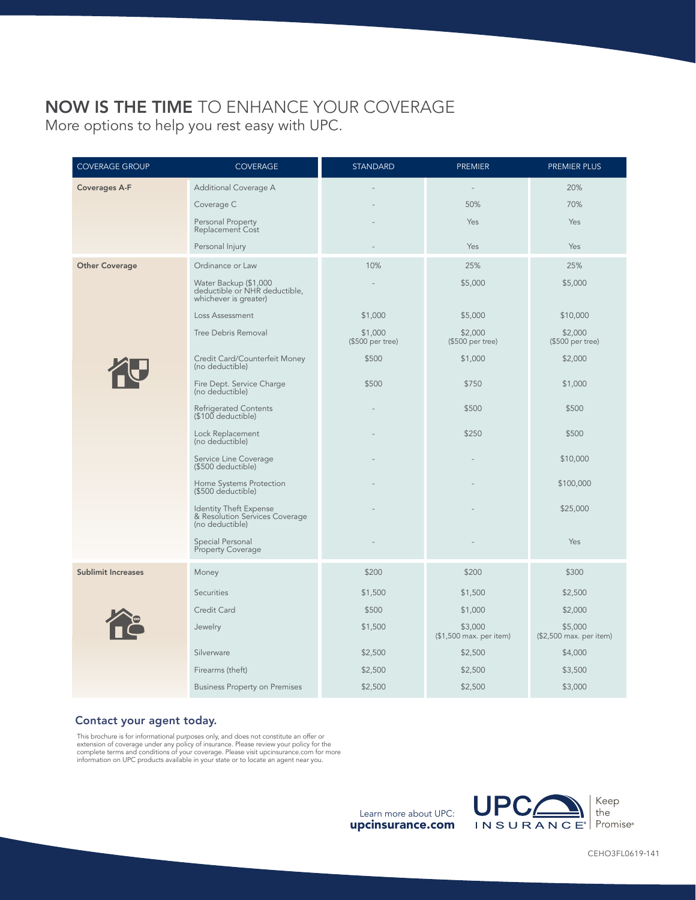# **NOW IS THE TIME** TO ENHANCE YOUR COVERAGE

More options to help you rest easy with UPC.

| COVERAGE GROUP | COVERAGE | STANDARD | PREMIER | PREMIER PLUS |
|---|---|---|---|---|
| **Coverages A-F** | Additional Coverage A | - | - | 20% |
| | Coverage C | - | 50% | 70% |
| | Personal Property Replacement Cost | - | Yes | Yes |
| | Personal Injury | - | Yes | Yes |
| **Other Coverage** | Ordinance or Law | 10% | 25% | 25% |
| | Water Backup ($1,000 deductible or NHR deductible, whichever is greater) | - | $5,000 | $5,000 |
| | Loss Assessment | $1,000 | $5,000 | $10,000 |
| | Tree Debris Removal | $1,000 ($500 per tree) | $2,000 ($500 per tree) | $2,000 ($500 per tree) |
| | Credit Card/Counterfeit Money (no deductible) | $500 | $1,000 | $2,000 |
| | Fire Dept. Service Charge (no deductible) | $500 | $750 | $1,000 |
| | Refrigerated Contents ($100 deductible) | - | $500 | $500 |
| | Lock Replacement (no deductible) | - | $250 | $500 |
| | Service Line Coverage ($500 deductible) | - | - | $10,000 |
| | Home Systems Protection ($500 deductible) | - | - | $100,000 |
| | Identity Theft Expense & Resolution Services Coverage (no deductible) | - | - | $25,000 |
| | Special Personal Property Coverage | - | - | Yes |
| **Sublimit Increases** | Money | $200 | $200 | $300 |
| | Securities | $1,500 | $1,500 | $2,500 |
| | Credit Card | $500 | $1,000 | $2,000 |
| | Jewelry | $1,500 | $3,000 ($1,500 max. per item) | $5,000 ($2,500 max. per item) |
| | Silverware | $2,500 | $2,500 | $4,000 |
| | Firearms (theft) | $2,500 | $2,500 | $3,500 |
| | Business Property on Premises | $2,500 | $2,500 | $3,000 |

## Contact your agent today.

This brochure is for informational purposes only, and does not constitute an offer or extension of coverage under any policy of insurance. Please review your policy for the complete terms and conditions of your coverage. Please visit upcinsurance.com for more information on UPC products available in your state or to locate an agent near you.

Learn more about UPC:
**upcinsurance.com**

UPC INSURANCE® | Keep the Promise®

CEHO3FL0619-141